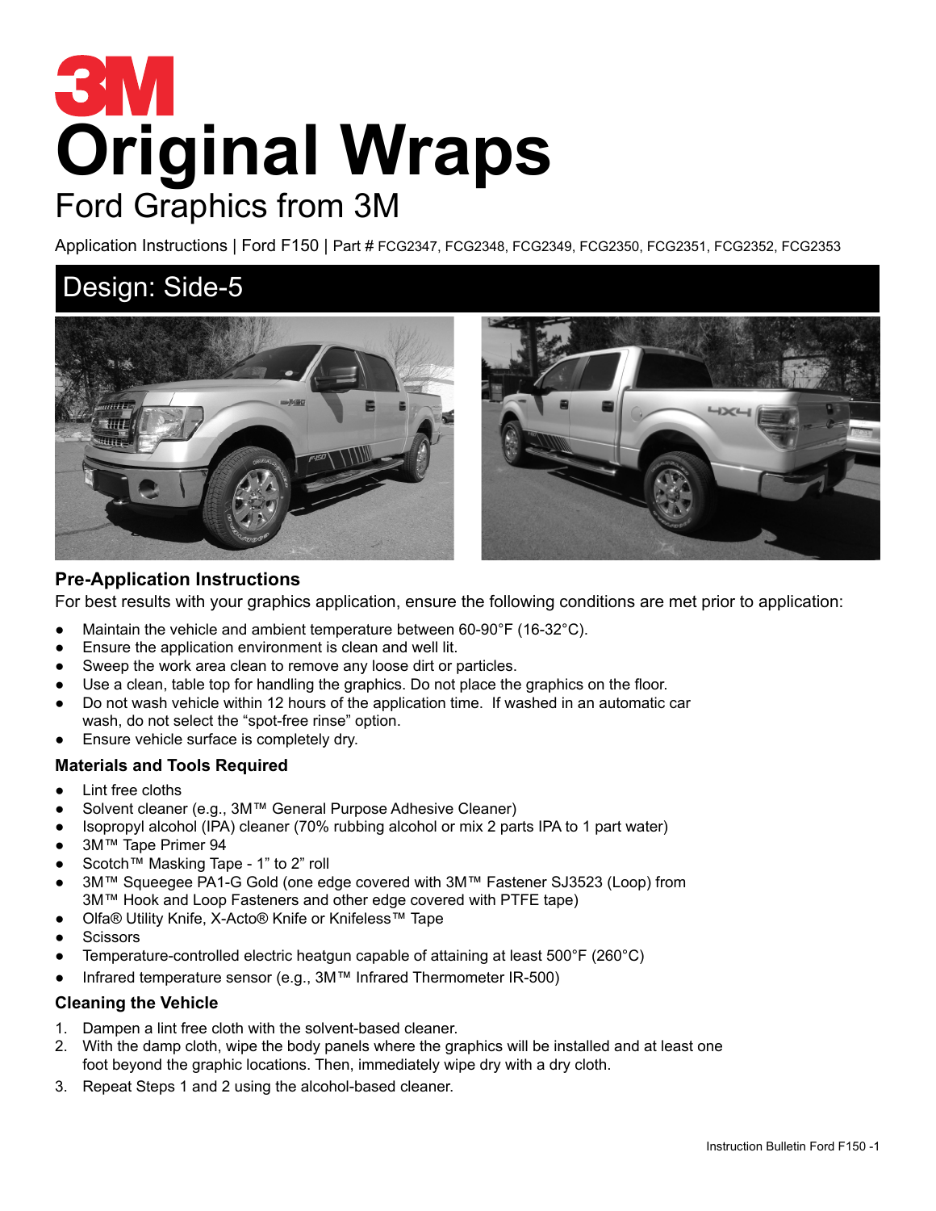# 3M

# Original Wraps

## Ford Graphics from 3M

Application Instructions | Ford F150 | Part # FCG2347, FCG2348, FCG2349, FCG2350, FCG2351, FCG2352, FCG2353

## Design: Side-5

### Pre-Application Instructions

For best results with your graphics application, ensure the following conditions are met prior to application:

- Maintain the vehicle and ambient temperature between 60-90°F (16-32°C).
- Ensure the application environment is clean and well lit.
- Sweep the work area clean to remove any loose dirt or particles.
- Use a clean, table top for handling the graphics. Do not place the graphics on the floor.
- Do not wash vehicle within 12 hours of the application time. If washed in an automatic car wash, do not select the "spot-free rinse" option.
- Ensure vehicle surface is completely dry.

### Materials and Tools Required

- Lint free cloths
- Solvent cleaner (e.g., 3M™ General Purpose Adhesive Cleaner)
- Isopropyl alcohol (IPA) cleaner (70% rubbing alcohol or mix 2 parts IPA to 1 part water)
- 3M™ Tape Primer 94
- Scotch™ Masking Tape - 1" to 2" roll
- 3M™ Squeegee PA1-G Gold (one edge covered with 3M™ Fastener SJ3523 (Loop) from 3M™ Hook and Loop Fasteners and other edge covered with PTFE tape)
- Olfa® Utility Knife, X-Acto® Knife or Knifeless™ Tape
- Scissors
- Temperature-controlled electric heatgun capable of attaining at least 500°F (260°C)
- Infrared temperature sensor (e.g., 3M™ Infrared Thermometer IR-500)

### Cleaning the Vehicle

1. Dampen a lint free cloth with the solvent-based cleaner.
2. With the damp cloth, wipe the body panels where the graphics will be installed and at least one foot beyond the graphic locations. Then, immediately wipe dry with a dry cloth.
3. Repeat Steps 1 and 2 using the alcohol-based cleaner.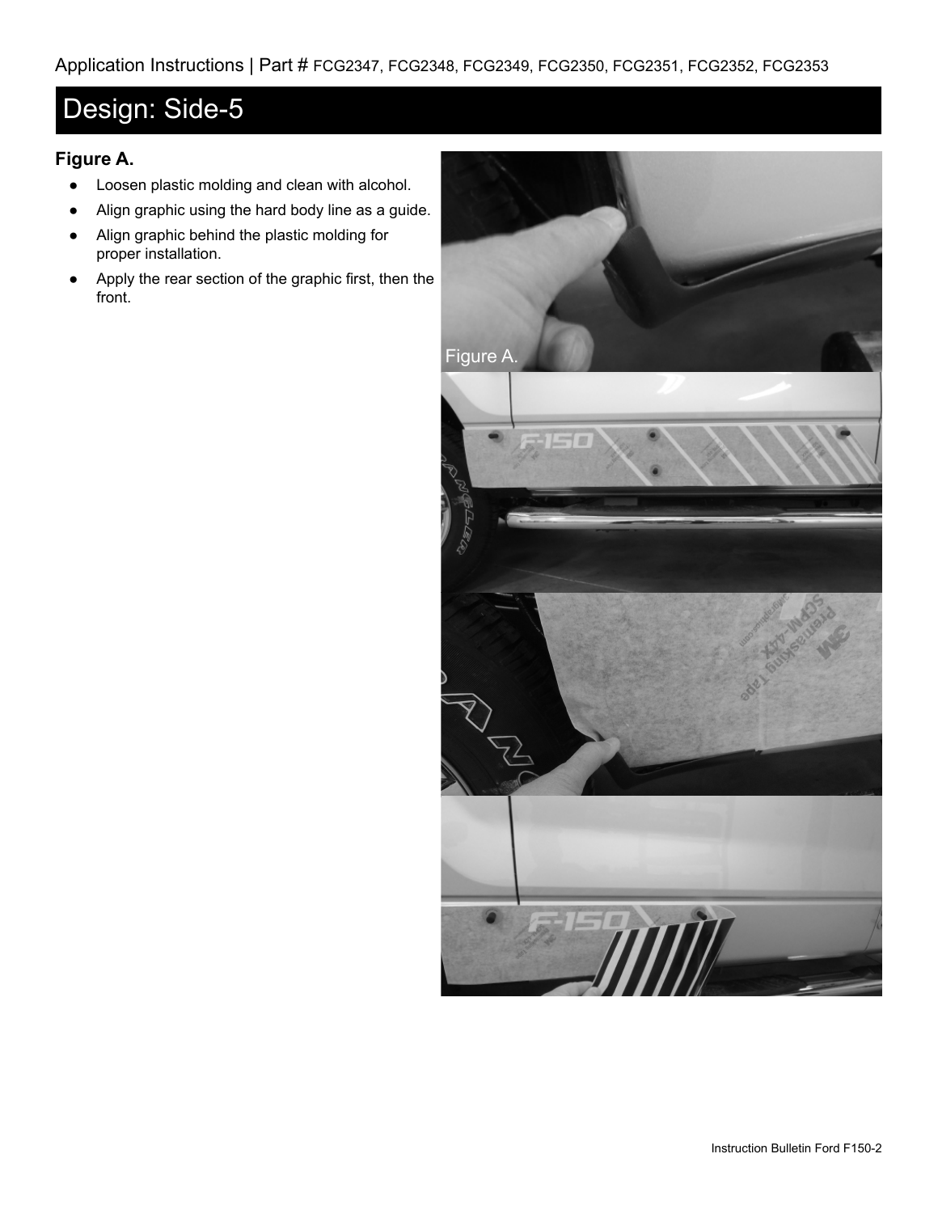Application Instructions | Part # FCG2347, FCG2348, FCG2349, FCG2350, FCG2351, FCG2352, FCG2353

# Design: Side-5

### Figure A.

- Loosen plastic molding and clean with alcohol.
- Align graphic using the hard body line as a guide.
- Align graphic behind the plastic molding for proper installation.
- Apply the rear section of the graphic first, then the front.

Figure A.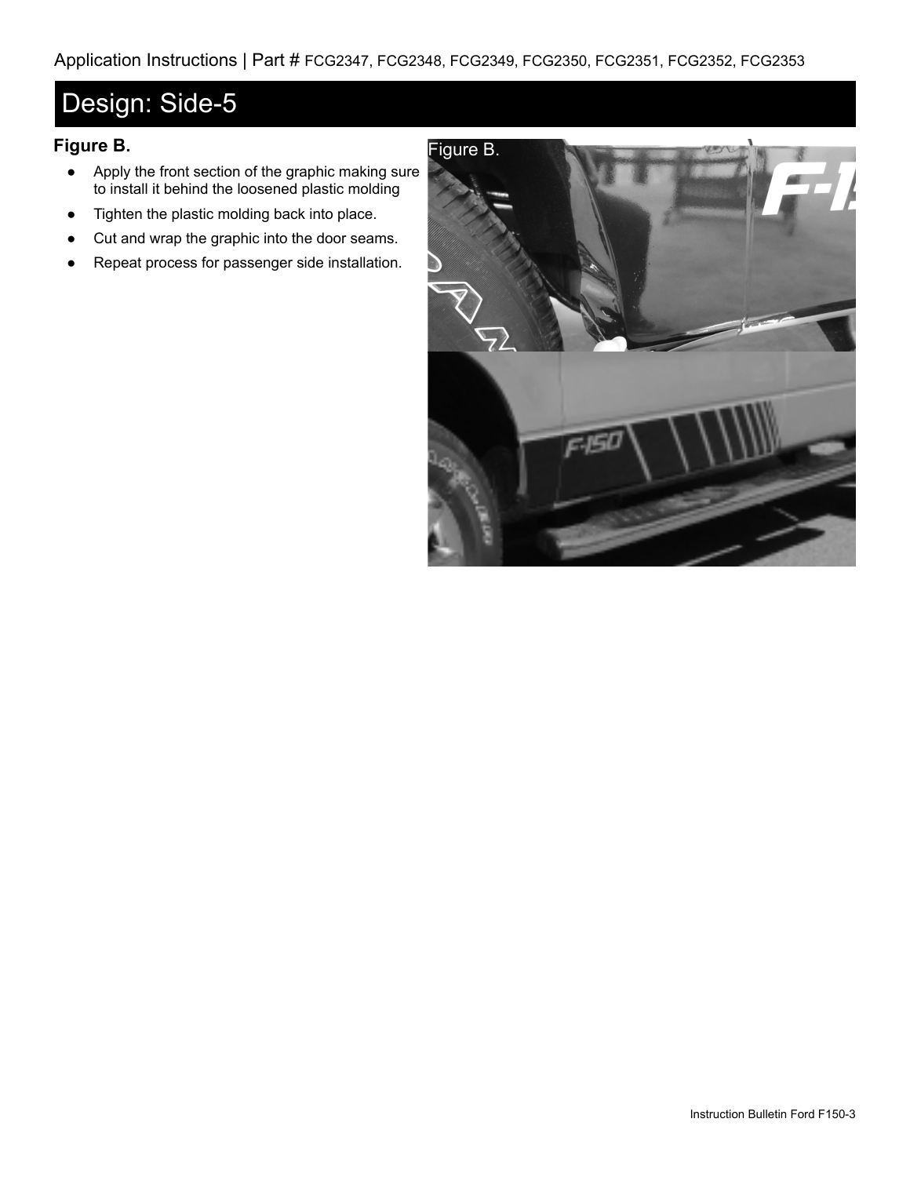Application Instructions | Part # FCG2347, FCG2348, FCG2349, FCG2350, FCG2351, FCG2352, FCG2353

# Design: Side-5

### Figure B.

- Apply the front section of the graphic making sure to install it behind the loosened plastic molding
- Tighten the plastic molding back into place.
- Cut and wrap the graphic into the door seams.
- Repeat process for passenger side installation.

Figure B.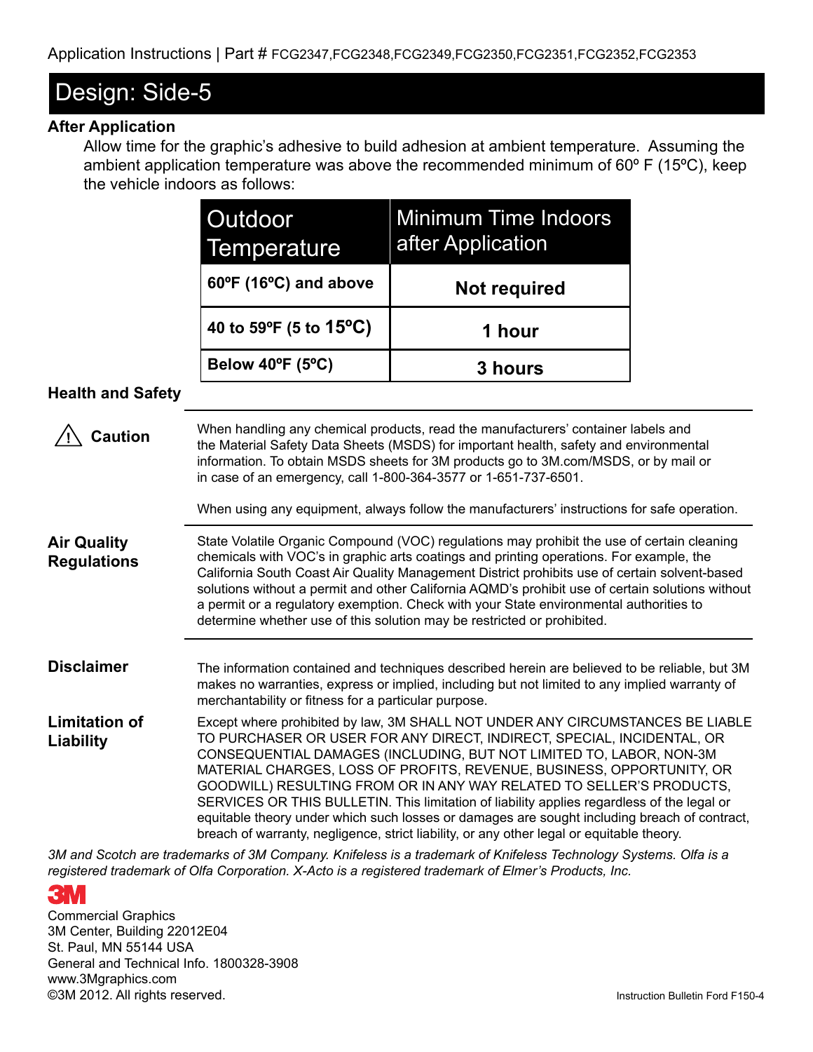# Design: Side-5

### After Application

Allow time for the graphic's adhesive to build adhesion at ambient temperature. Assuming the ambient application temperature was above the recommended minimum of 60º F (15ºC), keep the vehicle indoors as follows:

| Outdoor Temperature | Minimum Time Indoors after Application |
| --- | --- |
| **60ºF (16ºC) and above** | **Not required** |
| **40 to 59ºF (5 to 15ºC)** | **1 hour** |
| **Below 40ºF (5ºC)** | **3 hours** |

### Health and Safety

**⚠ Caution**

When handling any chemical products, read the manufacturers' container labels and the Material Safety Data Sheets (MSDS) for important health, safety and environmental information. To obtain MSDS sheets for 3M products go to 3M.com/MSDS, or by mail or in case of an emergency, call 1-800-364-3577 or 1-651-737-6501.

When using any equipment, always follow the manufacturers' instructions for safe operation.

**Air Quality Regulations**

State Volatile Organic Compound (VOC) regulations may prohibit the use of certain cleaning chemicals with VOC's in graphic arts coatings and printing operations. For example, the California South Coast Air Quality Management District prohibits use of certain solvent-based solutions without a permit and other California AQMD's prohibit use of certain solutions without a permit or a regulatory exemption. Check with your State environmental authorities to determine whether use of this solution may be restricted or prohibited.

**Disclaimer**

The information contained and techniques described herein are believed to be reliable, but 3M makes no warranties, express or implied, including but not limited to any implied warranty of merchantability or fitness for a particular purpose.

**Limitation of Liability**

Except where prohibited by law, 3M SHALL NOT UNDER ANY CIRCUMSTANCES BE LIABLE TO PURCHASER OR USER FOR ANY DIRECT, INDIRECT, SPECIAL, INCIDENTAL, OR CONSEQUENTIAL DAMAGES (INCLUDING, BUT NOT LIMITED TO, LABOR, NON-3M MATERIAL CHARGES, LOSS OF PROFITS, REVENUE, BUSINESS, OPPORTUNITY, OR GOODWILL) RESULTING FROM OR IN ANY WAY RELATED TO SELLER'S PRODUCTS, SERVICES OR THIS BULLETIN. This limitation of liability applies regardless of the legal or equitable theory under which such losses or damages are sought including breach of contract, breach of warranty, negligence, strict liability, or any other legal or equitable theory.

*3M and Scotch are trademarks of 3M Company. Knifeless is a trademark of Knifeless Technology Systems. Olfa is a registered trademark of Olfa Corporation. X-Acto is a registered trademark of Elmer's Products, Inc.*

**3M**

Commercial Graphics
3M Center, Building 22012E04
St. Paul, MN 55144 USA
General and Technical Info. 1800328-3908
www.3Mgraphics.com
©3M 2012. All rights reserved.

Instruction Bulletin Ford F150-4